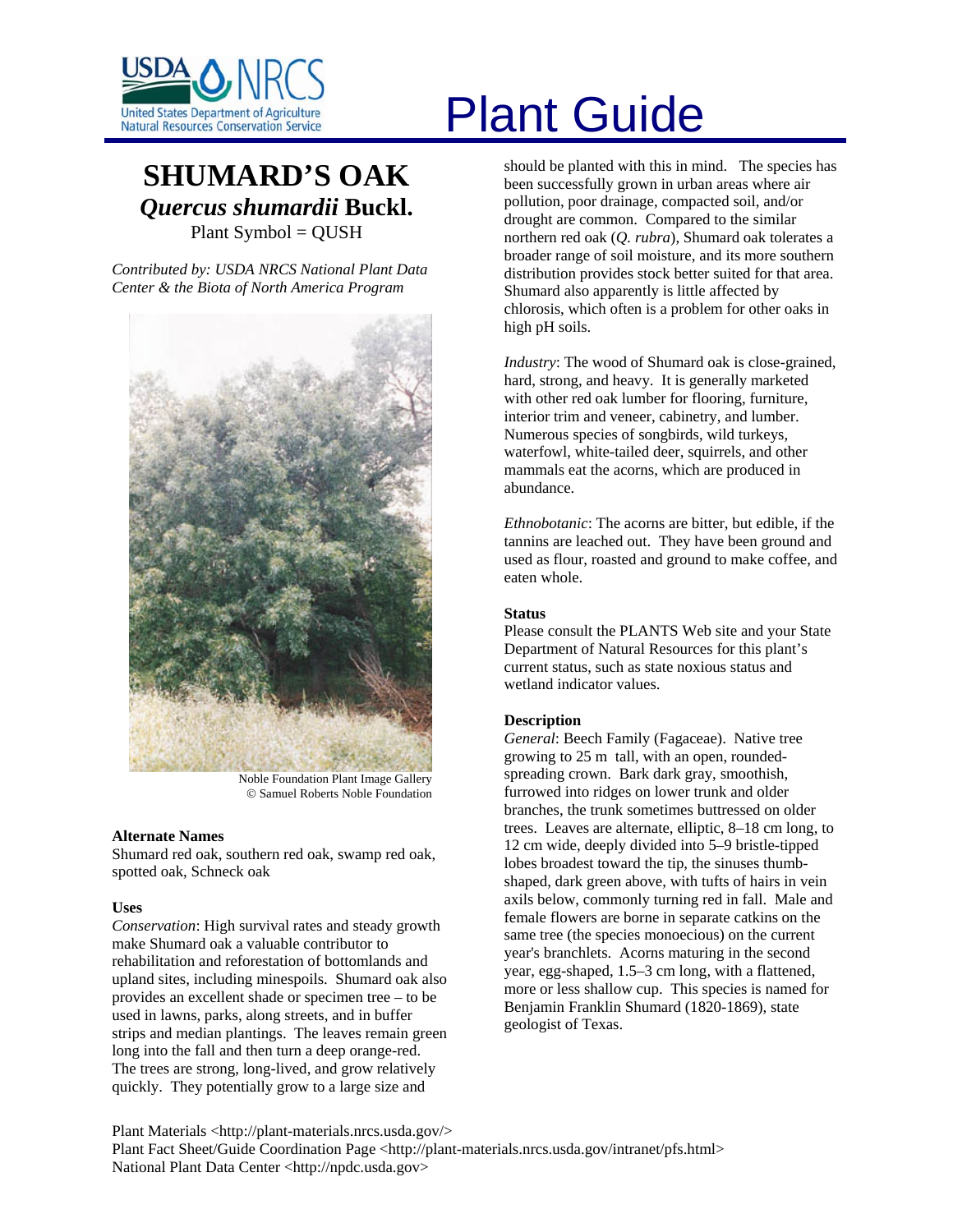# Plant Guide

## SHUMARD'S OAK
### *Quercus shumardii* Buckl.
Plant Symbol = QUSH

*Contributed by: USDA NRCS National Plant Data Center & the Biota of North America Program*

Noble Foundation Plant Image Gallery
© Samuel Roberts Noble Foundation

### Alternate Names
Shumard red oak, southern red oak, swamp red oak, spotted oak, Schneck oak

### Uses
*Conservation*: High survival rates and steady growth make Shumard oak a valuable contributor to rehabilitation and reforestation of bottomlands and upland sites, including minespoils. Shumard oak also provides an excellent shade or specimen tree – to be used in lawns, parks, along streets, and in buffer strips and median plantings. The leaves remain green long into the fall and then turn a deep orange-red. The trees are strong, long-lived, and grow relatively quickly. They potentially grow to a large size and should be planted with this in mind. The species has been successfully grown in urban areas where air pollution, poor drainage, compacted soil, and/or drought are common. Compared to the similar northern red oak (*Q. rubra*), Shumard oak tolerates a broader range of soil moisture, and its more southern distribution provides stock better suited for that area. Shumard also apparently is little affected by chlorosis, which often is a problem for other oaks in high pH soils.

*Industry*: The wood of Shumard oak is close-grained, hard, strong, and heavy. It is generally marketed with other red oak lumber for flooring, furniture, interior trim and veneer, cabinetry, and lumber. Numerous species of songbirds, wild turkeys, waterfowl, white-tailed deer, squirrels, and other mammals eat the acorns, which are produced in abundance.

*Ethnobotanic*: The acorns are bitter, but edible, if the tannins are leached out. They have been ground and used as flour, roasted and ground to make coffee, and eaten whole.

### Status
Please consult the PLANTS Web site and your State Department of Natural Resources for this plant's current status, such as state noxious status and wetland indicator values.

### Description
*General*: Beech Family (Fagaceae). Native tree growing to 25 m tall, with an open, rounded-spreading crown. Bark dark gray, smoothish, furrowed into ridges on lower trunk and older branches, the trunk sometimes buttressed on older trees. Leaves are alternate, elliptic, 8–18 cm long, to 12 cm wide, deeply divided into 5–9 bristle-tipped lobes broadest toward the tip, the sinuses thumb-shaped, dark green above, with tufts of hairs in vein axils below, commonly turning red in fall. Male and female flowers are borne in separate catkins on the same tree (the species monoecious) on the current year's branchlets. Acorns maturing in the second year, egg-shaped, 1.5–3 cm long, with a flattened, more or less shallow cup. This species is named for Benjamin Franklin Shumard (1820-1869), state geologist of Texas.

Plant Materials <http://plant-materials.nrcs.usda.gov/>
Plant Fact Sheet/Guide Coordination Page <http://plant-materials.nrcs.usda.gov/intranet/pfs.html>
National Plant Data Center <http://npdc.usda.gov>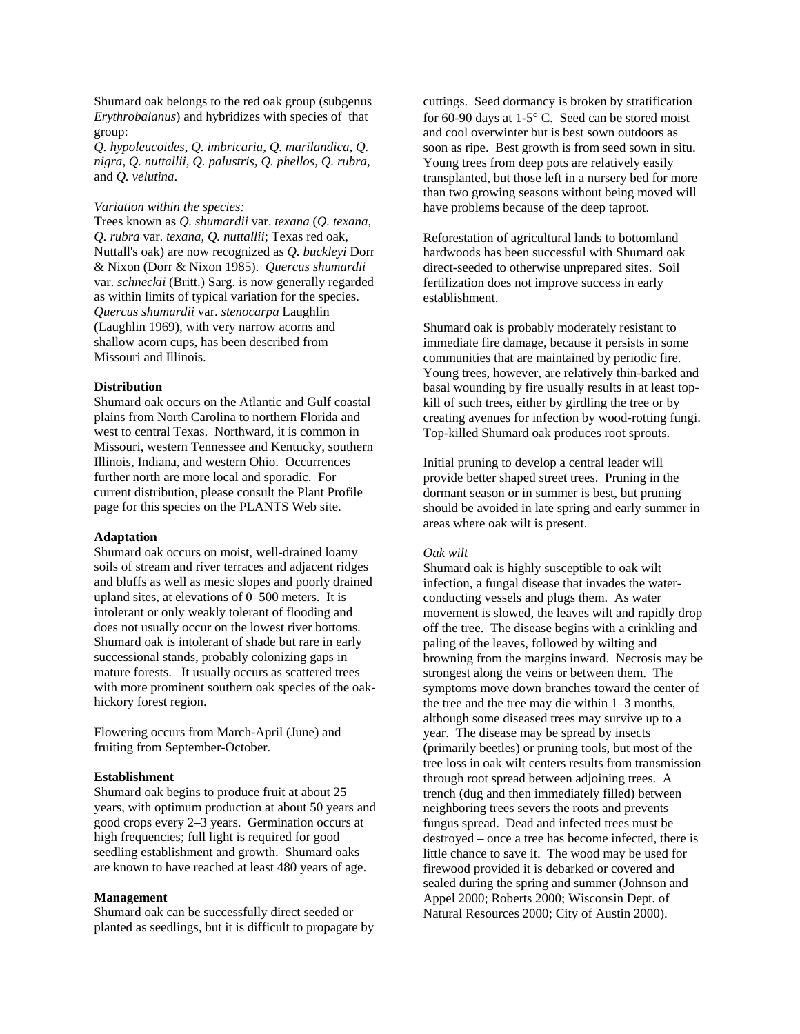Shumard oak belongs to the red oak group (subgenus *Erythrobalanus*) and hybridizes with species of that group:
*Q. hypoleucoides*, *Q. imbricaria*, *Q. marilandica*, *Q. nigra*, *Q. nuttallii*, *Q. palustris*, *Q. phellos*, *Q. rubra*, and *Q. velutina*.

*Variation within the species:*
Trees known as *Q. shumardii* var. *texana* (*Q. texana*, *Q. rubra* var. *texana*, *Q. nuttallii*; Texas red oak, Nuttall's oak) are now recognized as *Q. buckleyi* Dorr & Nixon (Dorr & Nixon 1985). *Quercus shumardii* var. *schneckii* (Britt.) Sarg. is now generally regarded as within limits of typical variation for the species. *Quercus shumardii* var. *stenocarpa* Laughlin (Laughlin 1969), with very narrow acorns and shallow acorn cups, has been described from Missouri and Illinois.

**Distribution**
Shumard oak occurs on the Atlantic and Gulf coastal plains from North Carolina to northern Florida and west to central Texas. Northward, it is common in Missouri, western Tennessee and Kentucky, southern Illinois, Indiana, and western Ohio. Occurrences further north are more local and sporadic. For current distribution, please consult the Plant Profile page for this species on the PLANTS Web site.

**Adaptation**
Shumard oak occurs on moist, well-drained loamy soils of stream and river terraces and adjacent ridges and bluffs as well as mesic slopes and poorly drained upland sites, at elevations of 0–500 meters. It is intolerant or only weakly tolerant of flooding and does not usually occur on the lowest river bottoms. Shumard oak is intolerant of shade but rare in early successional stands, probably colonizing gaps in mature forests. It usually occurs as scattered trees with more prominent southern oak species of the oak-hickory forest region.

Flowering occurs from March-April (June) and fruiting from September-October.

**Establishment**
Shumard oak begins to produce fruit at about 25 years, with optimum production at about 50 years and good crops every 2–3 years. Germination occurs at high frequencies; full light is required for good seedling establishment and growth. Shumard oaks are known to have reached at least 480 years of age.

**Management**
Shumard oak can be successfully direct seeded or planted as seedlings, but it is difficult to propagate by cuttings. Seed dormancy is broken by stratification for 60-90 days at 1-5° C. Seed can be stored moist and cool overwinter but is best sown outdoors as soon as ripe. Best growth is from seed sown in situ. Young trees from deep pots are relatively easily transplanted, but those left in a nursery bed for more than two growing seasons without being moved will have problems because of the deep taproot.

Reforestation of agricultural lands to bottomland hardwoods has been successful with Shumard oak direct-seeded to otherwise unprepared sites. Soil fertilization does not improve success in early establishment.

Shumard oak is probably moderately resistant to immediate fire damage, because it persists in some communities that are maintained by periodic fire. Young trees, however, are relatively thin-barked and basal wounding by fire usually results in at least top-kill of such trees, either by girdling the tree or by creating avenues for infection by wood-rotting fungi. Top-killed Shumard oak produces root sprouts.

Initial pruning to develop a central leader will provide better shaped street trees. Pruning in the dormant season or in summer is best, but pruning should be avoided in late spring and early summer in areas where oak wilt is present.

*Oak wilt*
Shumard oak is highly susceptible to oak wilt infection, a fungal disease that invades the water-conducting vessels and plugs them. As water movement is slowed, the leaves wilt and rapidly drop off the tree. The disease begins with a crinkling and paling of the leaves, followed by wilting and browning from the margins inward. Necrosis may be strongest along the veins or between them. The symptoms move down branches toward the center of the tree and the tree may die within 1–3 months, although some diseased trees may survive up to a year. The disease may be spread by insects (primarily beetles) or pruning tools, but most of the tree loss in oak wilt centers results from transmission through root spread between adjoining trees. A trench (dug and then immediately filled) between neighboring trees severs the roots and prevents fungus spread. Dead and infected trees must be destroyed – once a tree has become infected, there is little chance to save it. The wood may be used for firewood provided it is debarked or covered and sealed during the spring and summer (Johnson and Appel 2000; Roberts 2000; Wisconsin Dept. of Natural Resources 2000; City of Austin 2000).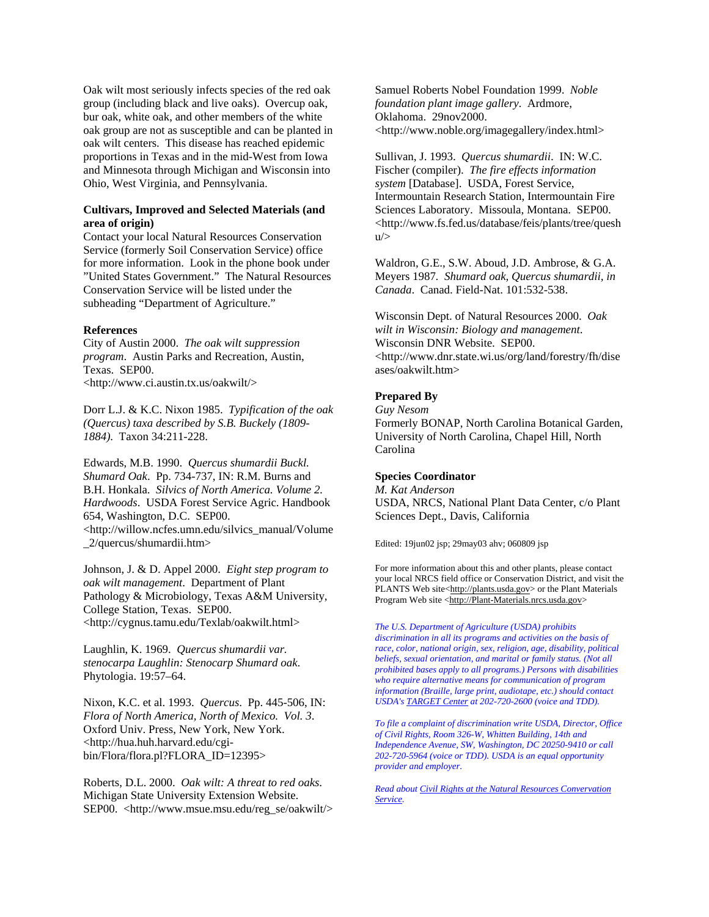Oak wilt most seriously infects species of the red oak group (including black and live oaks). Overcup oak, bur oak, white oak, and other members of the white oak group are not as susceptible and can be planted in oak wilt centers. This disease has reached epidemic proportions in Texas and in the mid-West from Iowa and Minnesota through Michigan and Wisconsin into Ohio, West Virginia, and Pennsylvania.

**Cultivars, Improved and Selected Materials (and area of origin)**

Contact your local Natural Resources Conservation Service (formerly Soil Conservation Service) office for more information. Look in the phone book under "United States Government." The Natural Resources Conservation Service will be listed under the subheading "Department of Agriculture."

**References**

City of Austin 2000. *The oak wilt suppression program*. Austin Parks and Recreation, Austin, Texas. SEP00. <http://www.ci.austin.tx.us/oakwilt/>

Dorr L.J. & K.C. Nixon 1985. *Typification of the oak (Quercus) taxa described by S.B. Buckely (1809-1884).* Taxon 34:211-228.

Edwards, M.B. 1990. *Quercus shumardii Buckl. Shumard Oak*. Pp. 734-737, IN: R.M. Burns and B.H. Honkala. *Silvics of North America. Volume 2. Hardwoods*. USDA Forest Service Agric. Handbook 654, Washington, D.C. SEP00. <http://willow.ncfes.umn.edu/silvics_manual/Volume_2/quercus/shumardii.htm>

Johnson, J. & D. Appel 2000. *Eight step program to oak wilt management*. Department of Plant Pathology & Microbiology, Texas A&M University, College Station, Texas. SEP00. <http://cygnus.tamu.edu/Texlab/oakwilt.html>

Laughlin, K. 1969. *Quercus shumardii var. stenocarpa Laughlin: Stenocarp Shumard oak.* Phytologia. 19:57–64.

Nixon, K.C. et al. 1993. *Quercus*. Pp. 445-506, IN: *Flora of North America, North of Mexico. Vol. 3*. Oxford Univ. Press, New York, New York. <http://hua.huh.harvard.edu/cgi-bin/Flora/flora.pl?FLORA_ID=12395>

Roberts, D.L. 2000. *Oak wilt: A threat to red oaks.* Michigan State University Extension Website. SEP00. <http://www.msue.msu.edu/reg_se/oakwilt/>

Samuel Roberts Nobel Foundation 1999. *Noble foundation plant image gallery*. Ardmore, Oklahoma. 29nov2000. <http://www.noble.org/imagegallery/index.html>

Sullivan, J. 1993. *Quercus shumardii*. IN: W.C. Fischer (compiler). *The fire effects information system* [Database]. USDA, Forest Service, Intermountain Research Station, Intermountain Fire Sciences Laboratory. Missoula, Montana. SEP00. <http://www.fs.fed.us/database/feis/plants/tree/queshu/>

Waldron, G.E., S.W. Aboud, J.D. Ambrose, & G.A. Meyers 1987. *Shumard oak, Quercus shumardii, in Canada*. Canad. Field-Nat. 101:532-538.

Wisconsin Dept. of Natural Resources 2000. *Oak wilt in Wisconsin: Biology and management*. Wisconsin DNR Website. SEP00. <http://www.dnr.state.wi.us/org/land/forestry/fh/diseases/oakwilt.htm>

**Prepared By**

*Guy Nesom*
Formerly BONAP, North Carolina Botanical Garden, University of North Carolina, Chapel Hill, North Carolina

**Species Coordinator**

*M. Kat Anderson*
USDA, NRCS, National Plant Data Center, c/o Plant Sciences Dept., Davis, California

Edited: 19jun02 jsp; 29may03 ahv; 060809 jsp

For more information about this and other plants, please contact your local NRCS field office or Conservation District, and visit the PLANTS Web site<http://plants.usda.gov> or the Plant Materials Program Web site <http://Plant-Materials.nrcs.usda.gov>

*The U.S. Department of Agriculture (USDA) prohibits discrimination in all its programs and activities on the basis of race, color, national origin, sex, religion, age, disability, political beliefs, sexual orientation, and marital or family status. (Not all prohibited bases apply to all programs.) Persons with disabilities who require alternative means for communication of program information (Braille, large print, audiotape, etc.) should contact USDA's TARGET Center at 202-720-2600 (voice and TDD).*

*To file a complaint of discrimination write USDA, Director, Office of Civil Rights, Room 326-W, Whitten Building, 14th and Independence Avenue, SW, Washington, DC 20250-9410 or call 202-720-5964 (voice or TDD). USDA is an equal opportunity provider and employer.*

*Read about Civil Rights at the Natural Resources Conservation Service.*